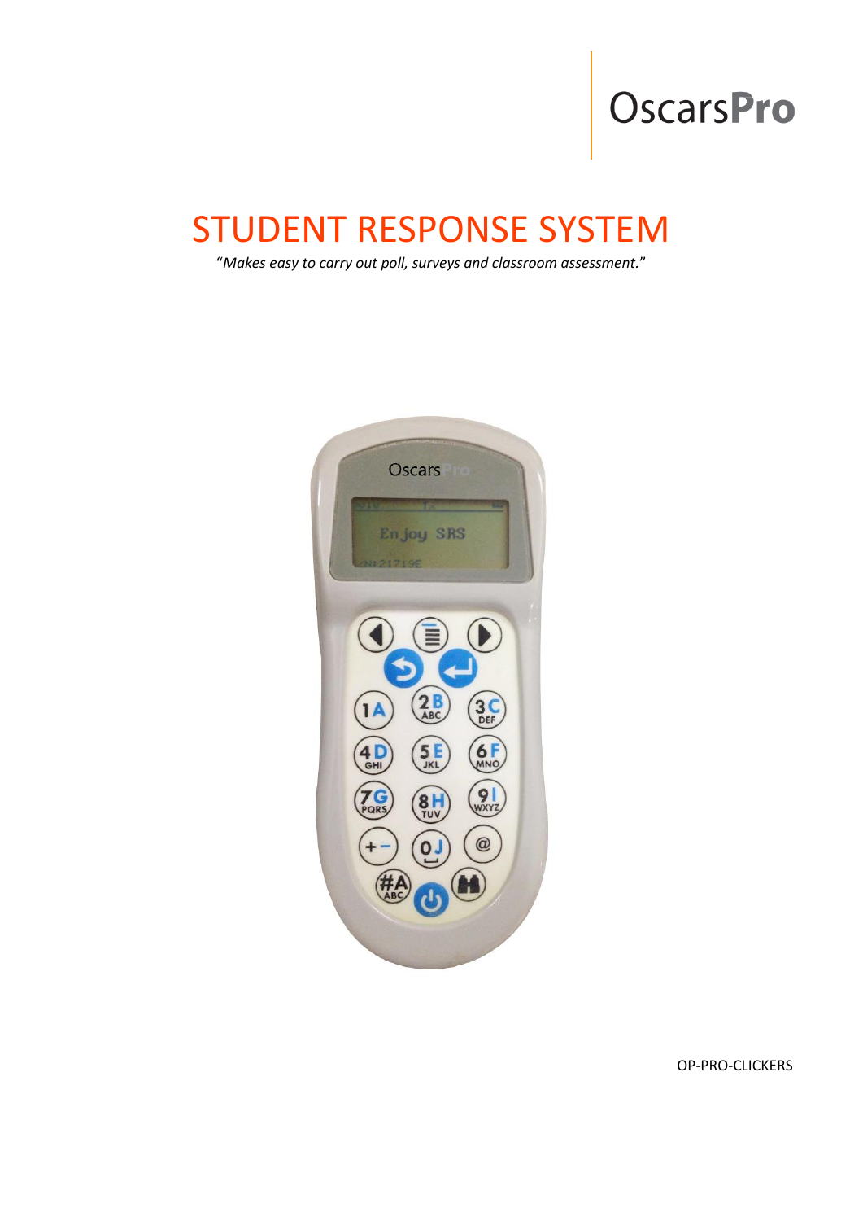OscarsPro

# STUDENT RESPONSE SYSTEM

*"Makes easy to carry out poll, surveys and classroom assessment."*

OP-PRO-CLICKERS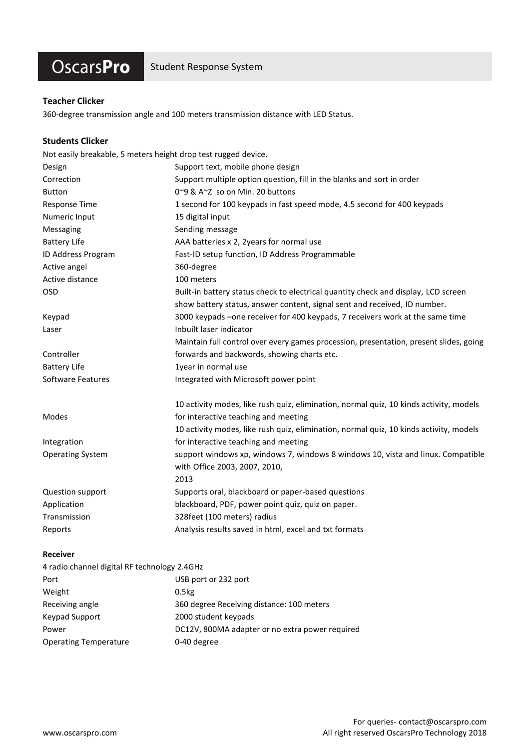# OscarsPro Student Response System

### Teacher Clicker

360-degree transmission angle and 100 meters transmission distance with LED Status.

### Students Clicker

Not easily breakable, 5 meters height drop test rugged device.

| | |
|---|---|
| Design | Support text, mobile phone design |
| Correction | Support multiple option question, fill in the blanks and sort in order |
| Button | 0~9 & A~Z so on Min. 20 buttons |
| Response Time | 1 second for 100 keypads in fast speed mode, 4.5 second for 400 keypads |
| Numeric Input | 15 digital input |
| Messaging | Sending message |
| Battery Life | AAA batteries x 2, 2years for normal use |
| ID Address Program | Fast-ID setup function, ID Address Programmable |
| Active angel | 360-degree |
| Active distance | 100 meters |
| OSD | Built-in battery status check to electrical quantity check and display, LCD screen show battery status, answer content, signal sent and received, ID number. |
| Keypad | 3000 keypads –one receiver for 400 keypads, 7 receivers work at the same time |
| Laser | Inbuilt laser indicator |
| Controller | Maintain full control over every games procession, presentation, present slides, going forwards and backwords, showing charts etc. |
| Battery Life | 1year in normal use |
| Software Features | Integrated with Microsoft power point |
| Modes | 10 activity modes, like rush quiz, elimination, normal quiz, 10 kinds activity, models for interactive teaching and meeting |
| Integration | 10 activity modes, like rush quiz, elimination, normal quiz, 10 kinds activity, models for interactive teaching and meeting |
| Operating System | support windows xp, windows 7, windows 8 windows 10, vista and linux. Compatible with Office 2003, 2007, 2010, 2013 |
| Question support | Supports oral, blackboard or paper-based questions |
| Application | blackboard, PDF, power point quiz, quiz on paper. |
| Transmission | 328feet (100 meters) radius |
| Reports | Analysis results saved in html, excel and txt formats |

### Receiver

4 radio channel digital RF technology 2.4GHz

| | |
|---|---|
| Port | USB port or 232 port |
| Weight | 0.5kg |
| Receiving angle | 360 degree Receiving distance: 100 meters |
| Keypad Support | 2000 student keypads |
| Power | DC12V, 800MA adapter or no extra power required |
| Operating Temperature | 0-40 degree |

www.oscarspro.com

For queries- contact@oscarspro.com
All right reserved OscarsPro Technology 2018